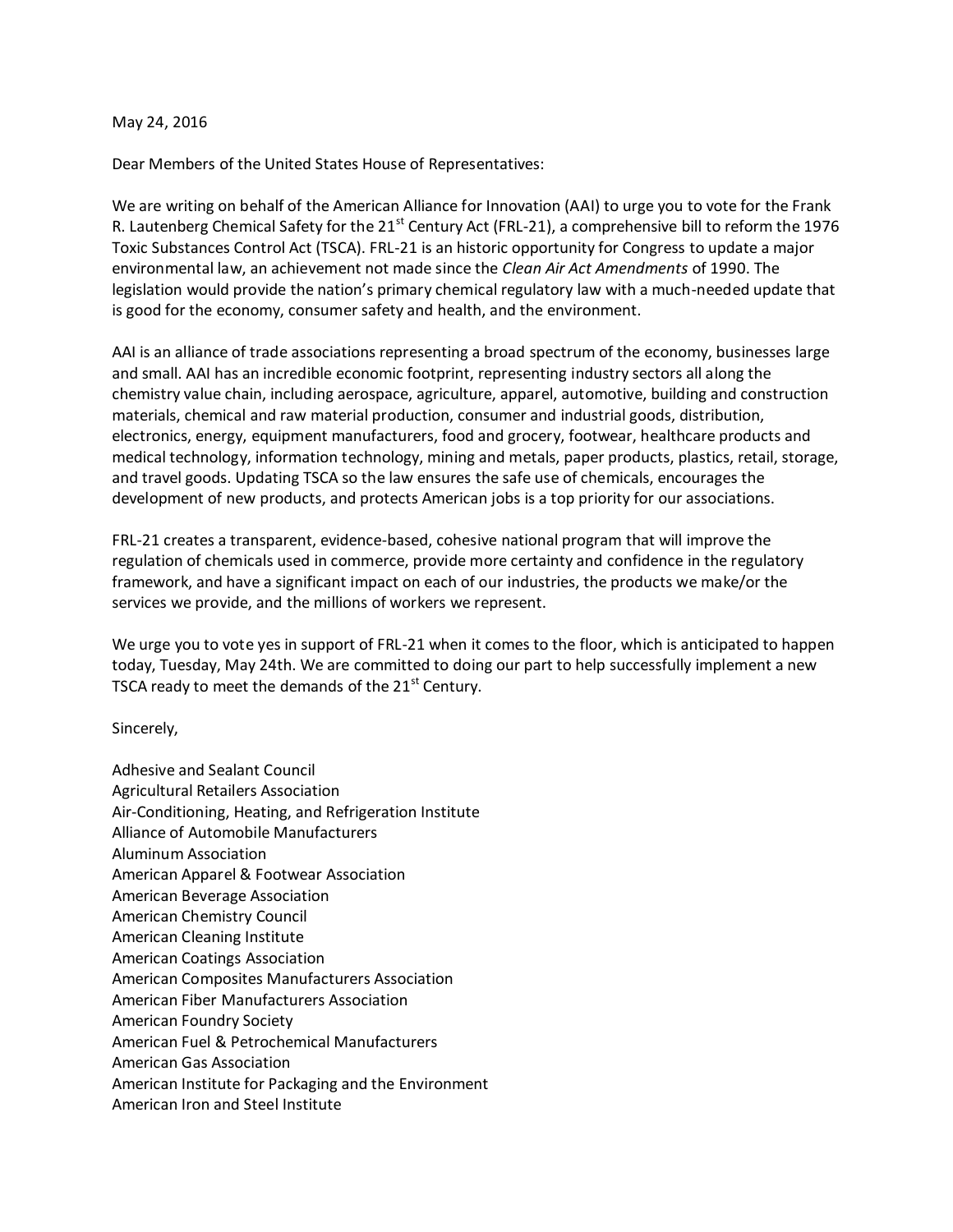May 24, 2016

Dear Members of the United States House of Representatives:

We are writing on behalf of the American Alliance for Innovation (AAI) to urge you to vote for the Frank R. Lautenberg Chemical Safety for the 21st Century Act (FRL-21), a comprehensive bill to reform the 1976 Toxic Substances Control Act (TSCA). FRL-21 is an historic opportunity for Congress to update a major environmental law, an achievement not made since the *Clean Air Act Amendments* of 1990. The legislation would provide the nation's primary chemical regulatory law with a much-needed update that is good for the economy, consumer safety and health, and the environment.

AAI is an alliance of trade associations representing a broad spectrum of the economy, businesses large and small. AAI has an incredible economic footprint, representing industry sectors all along the chemistry value chain, including aerospace, agriculture, apparel, automotive, building and construction materials, chemical and raw material production, consumer and industrial goods, distribution, electronics, energy, equipment manufacturers, food and grocery, footwear, healthcare products and medical technology, information technology, mining and metals, paper products, plastics, retail, storage, and travel goods. Updating TSCA so the law ensures the safe use of chemicals, encourages the development of new products, and protects American jobs is a top priority for our associations.

FRL-21 creates a transparent, evidence-based, cohesive national program that will improve the regulation of chemicals used in commerce, provide more certainty and confidence in the regulatory framework, and have a significant impact on each of our industries, the products we make/or the services we provide, and the millions of workers we represent.

We urge you to vote yes in support of FRL-21 when it comes to the floor, which is anticipated to happen today, Tuesday, May 24th. We are committed to doing our part to help successfully implement a new TSCA ready to meet the demands of the 21st Century.

Sincerely,

Adhesive and Sealant Council
Agricultural Retailers Association
Air-Conditioning, Heating, and Refrigeration Institute
Alliance of Automobile Manufacturers
Aluminum Association
American Apparel & Footwear Association
American Beverage Association
American Chemistry Council
American Cleaning Institute
American Coatings Association
American Composites Manufacturers Association
American Fiber Manufacturers Association
American Foundry Society
American Fuel & Petrochemical Manufacturers
American Gas Association
American Institute for Packaging and the Environment
American Iron and Steel Institute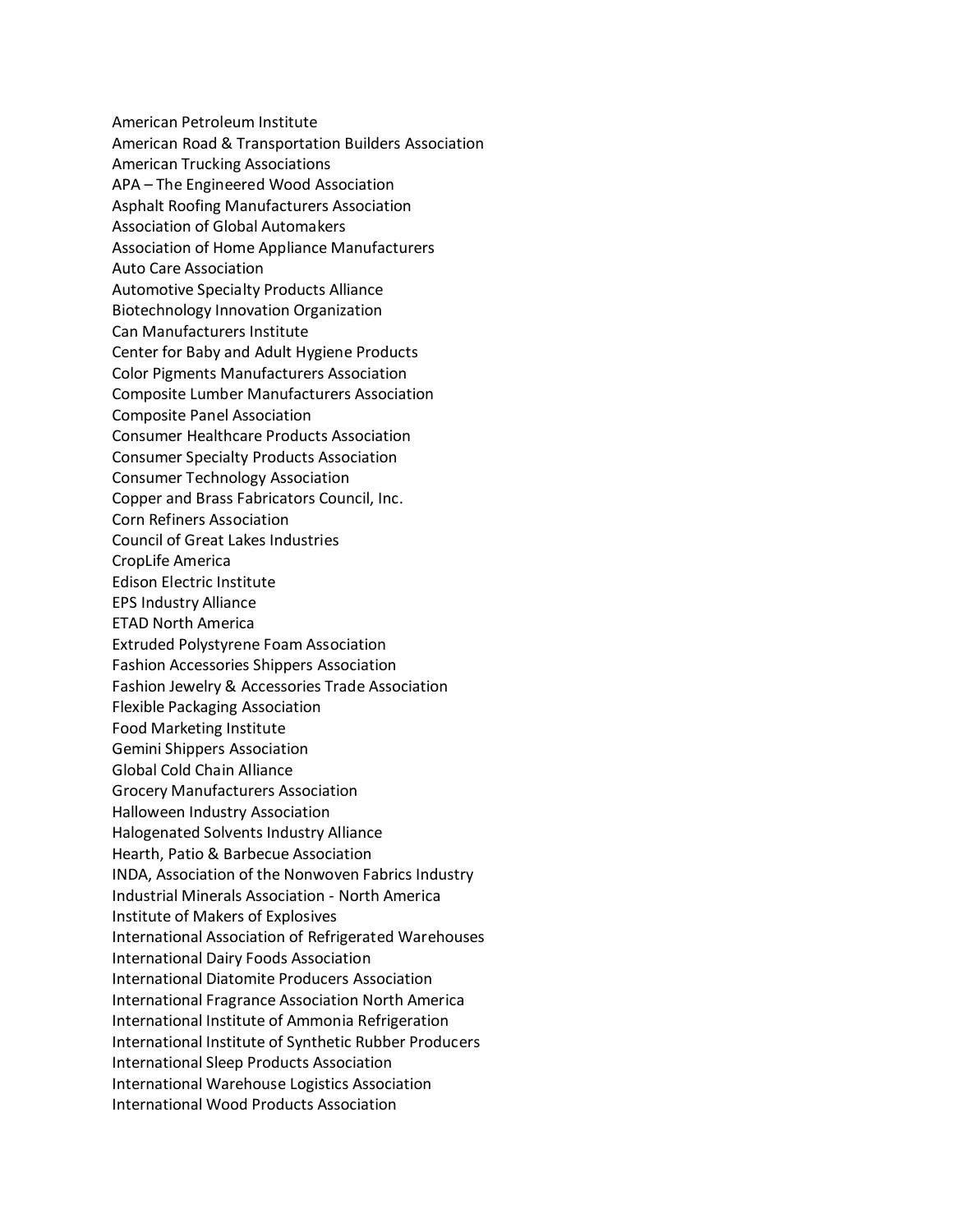American Petroleum Institute
American Road & Transportation Builders Association
American Trucking Associations
APA – The Engineered Wood Association
Asphalt Roofing Manufacturers Association
Association of Global Automakers
Association of Home Appliance Manufacturers
Auto Care Association
Automotive Specialty Products Alliance
Biotechnology Innovation Organization
Can Manufacturers Institute
Center for Baby and Adult Hygiene Products
Color Pigments Manufacturers Association
Composite Lumber Manufacturers Association
Composite Panel Association
Consumer Healthcare Products Association
Consumer Specialty Products Association
Consumer Technology Association
Copper and Brass Fabricators Council, Inc.
Corn Refiners Association
Council of Great Lakes Industries
CropLife America
Edison Electric Institute
EPS Industry Alliance
ETAD North America
Extruded Polystyrene Foam Association
Fashion Accessories Shippers Association
Fashion Jewelry & Accessories Trade Association
Flexible Packaging Association
Food Marketing Institute
Gemini Shippers Association
Global Cold Chain Alliance
Grocery Manufacturers Association
Halloween Industry Association
Halogenated Solvents Industry Alliance
Hearth, Patio & Barbecue Association
INDA, Association of the Nonwoven Fabrics Industry
Industrial Minerals Association - North America
Institute of Makers of Explosives
International Association of Refrigerated Warehouses
International Dairy Foods Association
International Diatomite Producers Association
International Fragrance Association North America
International Institute of Ammonia Refrigeration
International Institute of Synthetic Rubber Producers
International Sleep Products Association
International Warehouse Logistics Association
International Wood Products Association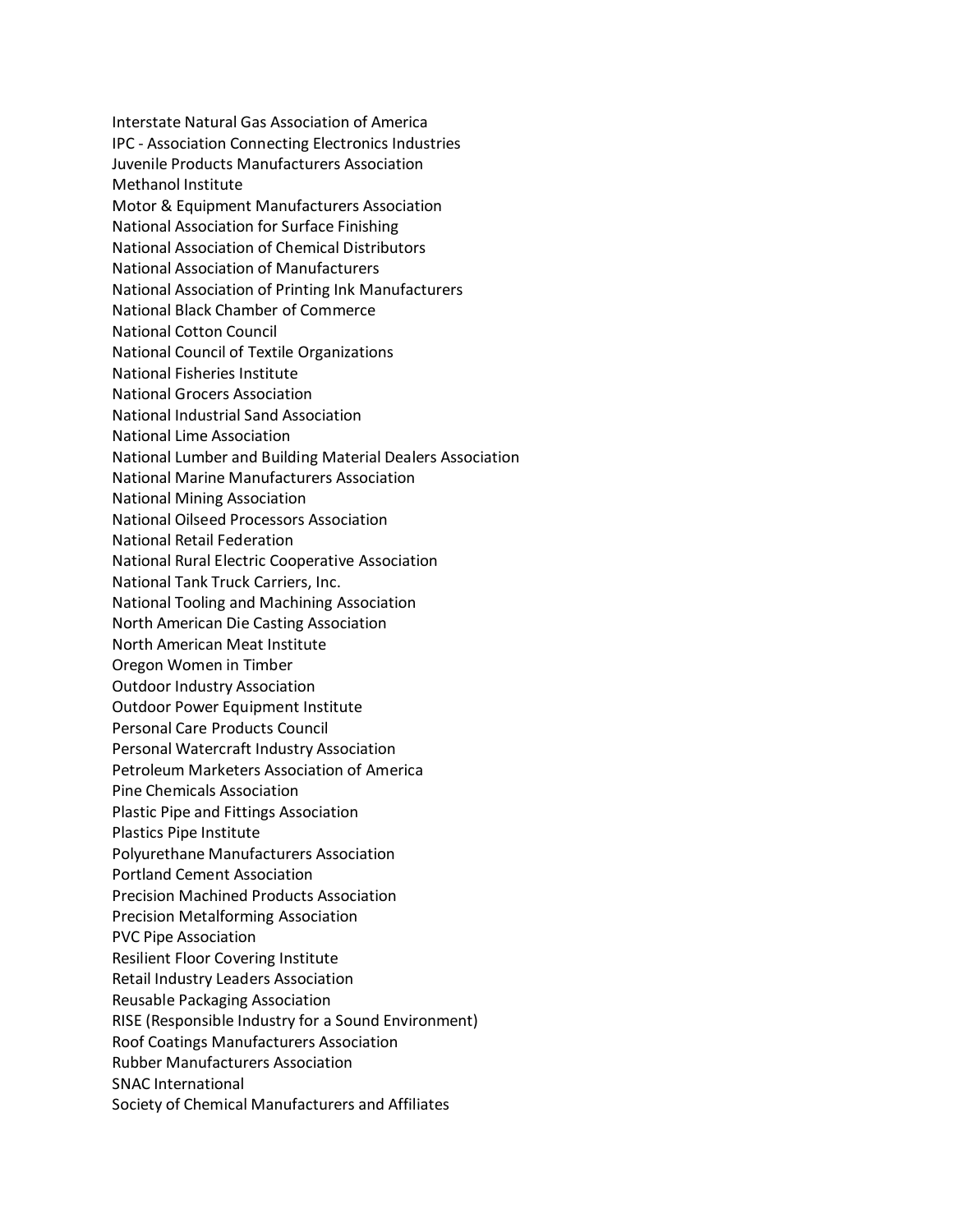Interstate Natural Gas Association of America
IPC - Association Connecting Electronics Industries
Juvenile Products Manufacturers Association
Methanol Institute
Motor & Equipment Manufacturers Association
National Association for Surface Finishing
National Association of Chemical Distributors
National Association of Manufacturers
National Association of Printing Ink Manufacturers
National Black Chamber of Commerce
National Cotton Council
National Council of Textile Organizations
National Fisheries Institute
National Grocers Association
National Industrial Sand Association
National Lime Association
National Lumber and Building Material Dealers Association
National Marine Manufacturers Association
National Mining Association
National Oilseed Processors Association
National Retail Federation
National Rural Electric Cooperative Association
National Tank Truck Carriers, Inc.
National Tooling and Machining Association
North American Die Casting Association
North American Meat Institute
Oregon Women in Timber
Outdoor Industry Association
Outdoor Power Equipment Institute
Personal Care Products Council
Personal Watercraft Industry Association
Petroleum Marketers Association of America
Pine Chemicals Association
Plastic Pipe and Fittings Association
Plastics Pipe Institute
Polyurethane Manufacturers Association
Portland Cement Association
Precision Machined Products Association
Precision Metalforming Association
PVC Pipe Association
Resilient Floor Covering Institute
Retail Industry Leaders Association
Reusable Packaging Association
RISE (Responsible Industry for a Sound Environment)
Roof Coatings Manufacturers Association
Rubber Manufacturers Association
SNAC International
Society of Chemical Manufacturers and Affiliates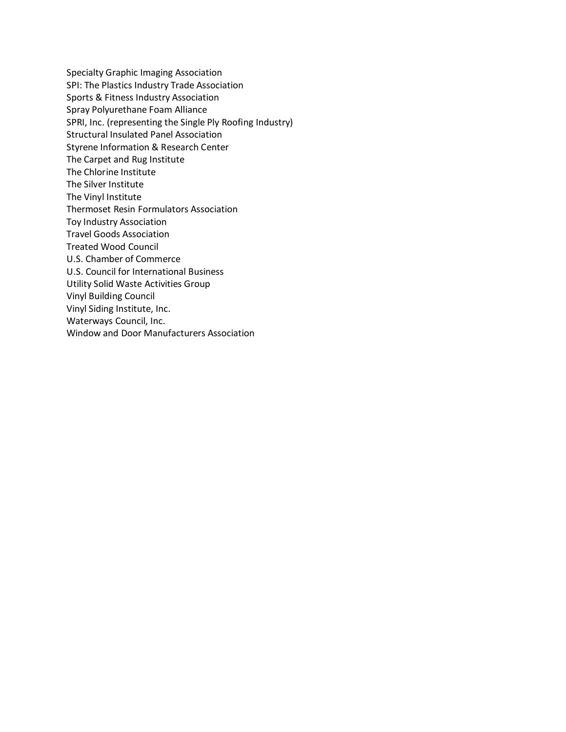Specialty Graphic Imaging Association
SPI: The Plastics Industry Trade Association
Sports & Fitness Industry Association
Spray Polyurethane Foam Alliance
SPRI, Inc. (representing the Single Ply Roofing Industry)
Structural Insulated Panel Association
Styrene Information & Research Center
The Carpet and Rug Institute
The Chlorine Institute
The Silver Institute
The Vinyl Institute
Thermoset Resin Formulators Association
Toy Industry Association
Travel Goods Association
Treated Wood Council
U.S. Chamber of Commerce
U.S. Council for International Business
Utility Solid Waste Activities Group
Vinyl Building Council
Vinyl Siding Institute, Inc.
Waterways Council, Inc.
Window and Door Manufacturers Association